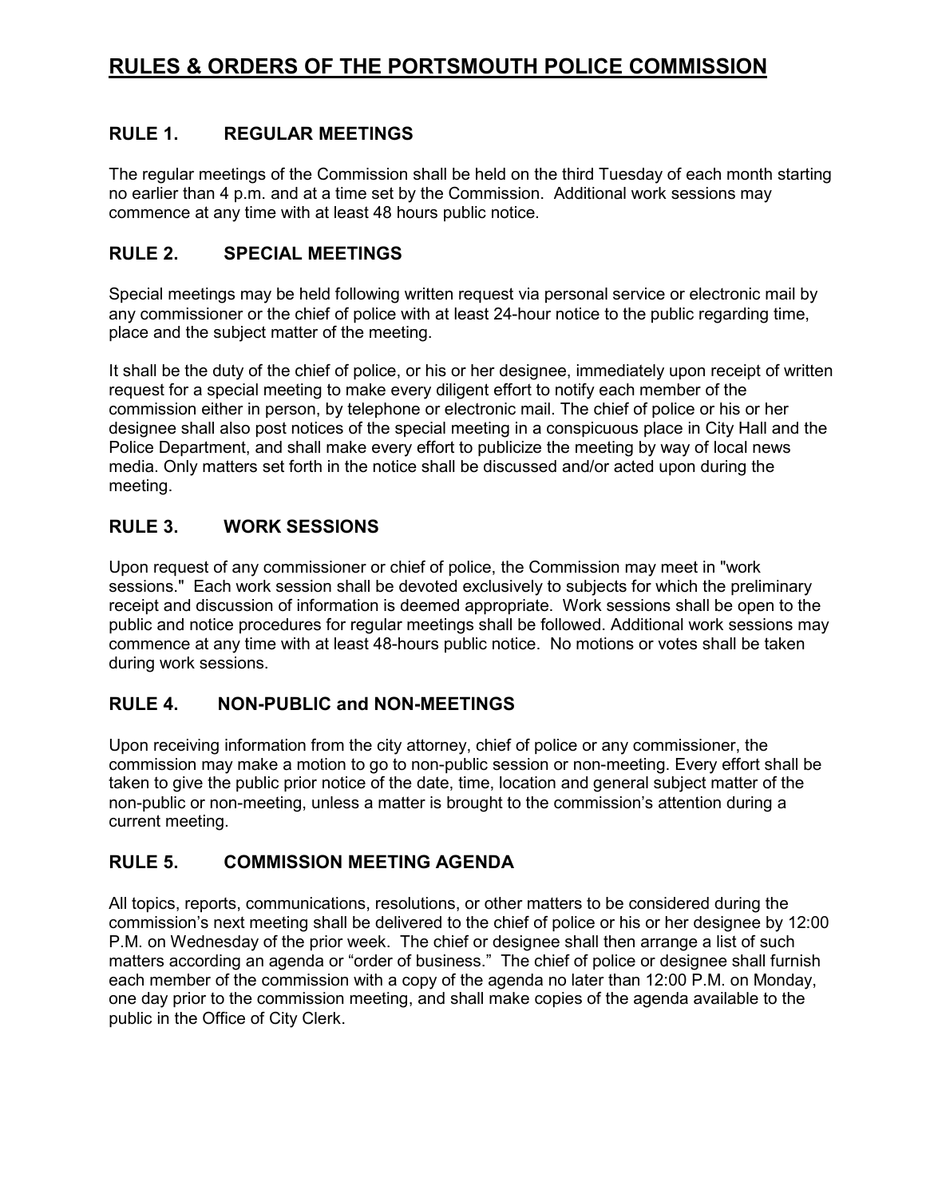# RULES & ORDERS OF THE PORTSMOUTH POLICE COMMISSION

## RULE 1. REGULAR MEETINGS

The regular meetings of the Commission shall be held on the third Tuesday of each month starting no earlier than 4 p.m. and at a time set by the Commission. Additional work sessions may commence at any time with at least 48 hours public notice.

## RULE 2. SPECIAL MEETINGS

Special meetings may be held following written request via personal service or electronic mail by any commissioner or the chief of police with at least 24-hour notice to the public regarding time, place and the subject matter of the meeting.

It shall be the duty of the chief of police, or his or her designee, immediately upon receipt of written request for a special meeting to make every diligent effort to notify each member of the commission either in person, by telephone or electronic mail. The chief of police or his or her designee shall also post notices of the special meeting in a conspicuous place in City Hall and the Police Department, and shall make every effort to publicize the meeting by way of local news media. Only matters set forth in the notice shall be discussed and/or acted upon during the meeting.

## RULE 3. WORK SESSIONS

Upon request of any commissioner or chief of police, the Commission may meet in "work sessions." Each work session shall be devoted exclusively to subjects for which the preliminary receipt and discussion of information is deemed appropriate. Work sessions shall be open to the public and notice procedures for regular meetings shall be followed. Additional work sessions may commence at any time with at least 48-hours public notice. No motions or votes shall be taken during work sessions.

## RULE 4. NON-PUBLIC and NON-MEETINGS

Upon receiving information from the city attorney, chief of police or any commissioner, the commission may make a motion to go to non-public session or non-meeting. Every effort shall be taken to give the public prior notice of the date, time, location and general subject matter of the non-public or non-meeting, unless a matter is brought to the commission's attention during a current meeting.

## RULE 5. COMMISSION MEETING AGENDA

All topics, reports, communications, resolutions, or other matters to be considered during the commission's next meeting shall be delivered to the chief of police or his or her designee by 12:00 P.M. on Wednesday of the prior week. The chief or designee shall then arrange a list of such matters according an agenda or "order of business." The chief of police or designee shall furnish each member of the commission with a copy of the agenda no later than 12:00 P.M. on Monday, one day prior to the commission meeting, and shall make copies of the agenda available to the public in the Office of City Clerk.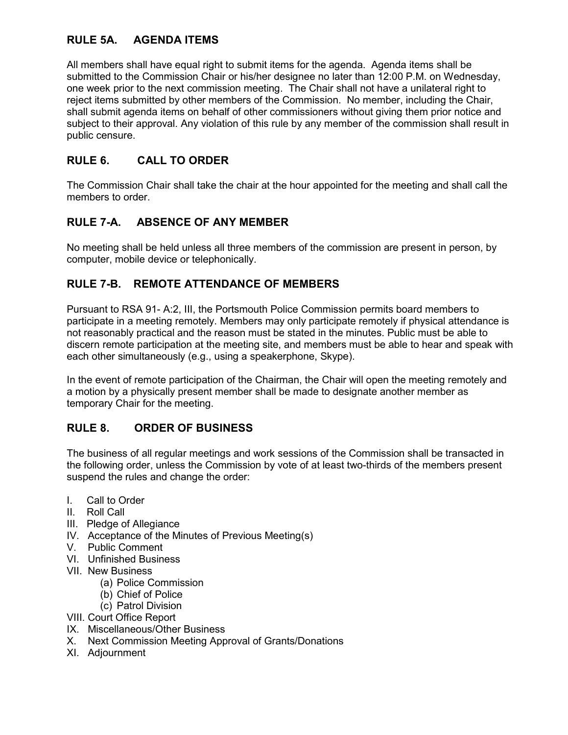## RULE 5A. AGENDA ITEMS

All members shall have equal right to submit items for the agenda. Agenda items shall be submitted to the Commission Chair or his/her designee no later than 12:00 P.M. on Wednesday, one week prior to the next commission meeting. The Chair shall not have a unilateral right to reject items submitted by other members of the Commission. No member, including the Chair, shall submit agenda items on behalf of other commissioners without giving them prior notice and subject to their approval. Any violation of this rule by any member of the commission shall result in public censure.

## RULE 6. CALL TO ORDER

The Commission Chair shall take the chair at the hour appointed for the meeting and shall call the members to order.

## RULE 7-A. ABSENCE OF ANY MEMBER

No meeting shall be held unless all three members of the commission are present in person, by computer, mobile device or telephonically.

## RULE 7-B. REMOTE ATTENDANCE OF MEMBERS

Pursuant to RSA 91- A:2, III, the Portsmouth Police Commission permits board members to participate in a meeting remotely. Members may only participate remotely if physical attendance is not reasonably practical and the reason must be stated in the minutes. Public must be able to discern remote participation at the meeting site, and members must be able to hear and speak with each other simultaneously (e.g., using a speakerphone, Skype).

In the event of remote participation of the Chairman, the Chair will open the meeting remotely and a motion by a physically present member shall be made to designate another member as temporary Chair for the meeting.

## RULE 8. ORDER OF BUSINESS

The business of all regular meetings and work sessions of the Commission shall be transacted in the following order, unless the Commission by vote of at least two-thirds of the members present suspend the rules and change the order:

I. Call to Order
II. Roll Call
III. Pledge of Allegiance
IV. Acceptance of the Minutes of Previous Meeting(s)
V. Public Comment
VI. Unfinished Business
VII. New Business
  (a) Police Commission
  (b) Chief of Police
  (c) Patrol Division
VIII. Court Office Report
IX. Miscellaneous/Other Business
X. Next Commission Meeting Approval of Grants/Donations
XI. Adjournment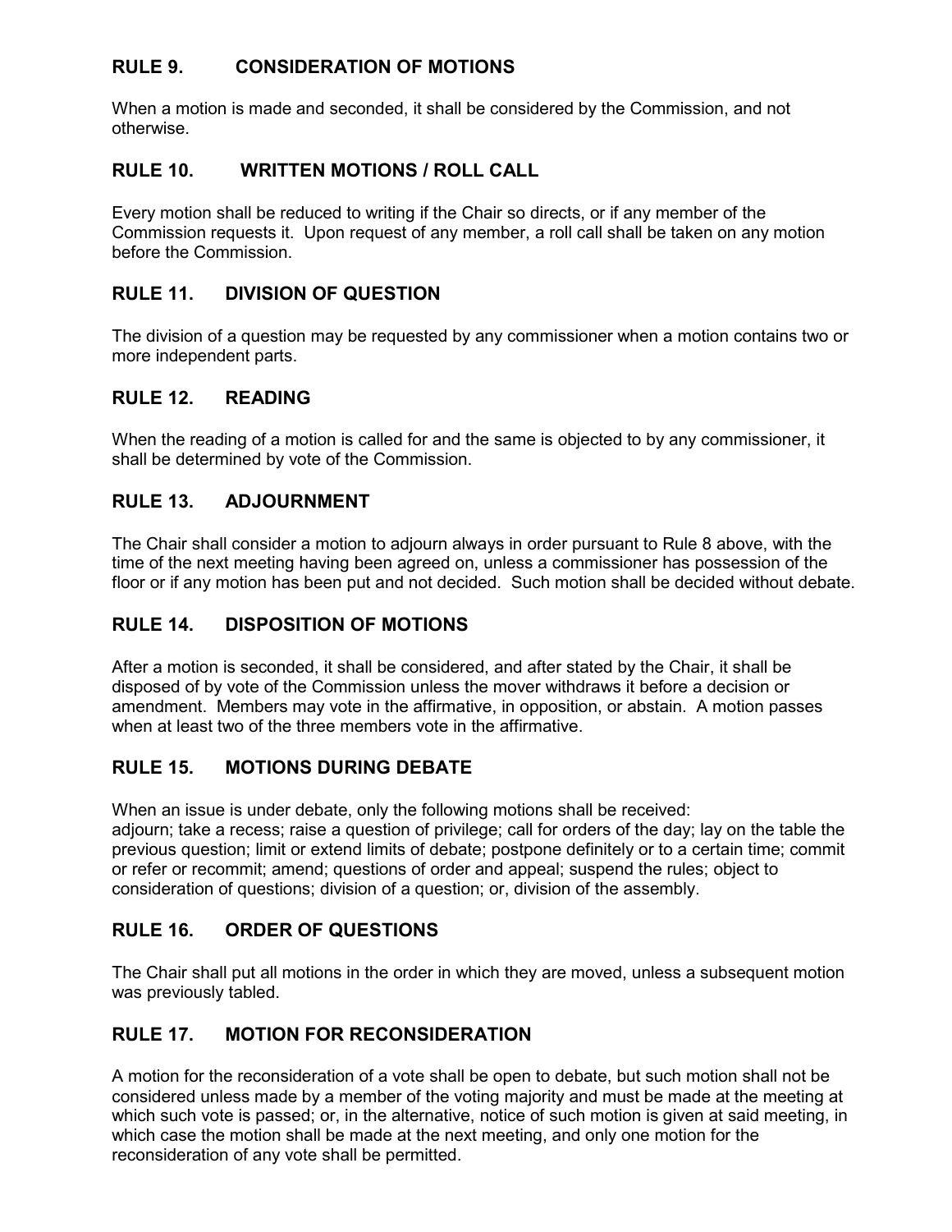## RULE 9. CONSIDERATION OF MOTIONS

When a motion is made and seconded, it shall be considered by the Commission, and not otherwise.

## RULE 10. WRITTEN MOTIONS / ROLL CALL

Every motion shall be reduced to writing if the Chair so directs, or if any member of the Commission requests it. Upon request of any member, a roll call shall be taken on any motion before the Commission.

## RULE 11. DIVISION OF QUESTION

The division of a question may be requested by any commissioner when a motion contains two or more independent parts.

## RULE 12. READING

When the reading of a motion is called for and the same is objected to by any commissioner, it shall be determined by vote of the Commission.

## RULE 13. ADJOURNMENT

The Chair shall consider a motion to adjourn always in order pursuant to Rule 8 above, with the time of the next meeting having been agreed on, unless a commissioner has possession of the floor or if any motion has been put and not decided. Such motion shall be decided without debate.

## RULE 14. DISPOSITION OF MOTIONS

After a motion is seconded, it shall be considered, and after stated by the Chair, it shall be disposed of by vote of the Commission unless the mover withdraws it before a decision or amendment. Members may vote in the affirmative, in opposition, or abstain. A motion passes when at least two of the three members vote in the affirmative.

## RULE 15. MOTIONS DURING DEBATE

When an issue is under debate, only the following motions shall be received:
adjourn; take a recess; raise a question of privilege; call for orders of the day; lay on the table the previous question; limit or extend limits of debate; postpone definitely or to a certain time; commit or refer or recommit; amend; questions of order and appeal; suspend the rules; object to consideration of questions; division of a question; or, division of the assembly.

## RULE 16. ORDER OF QUESTIONS

The Chair shall put all motions in the order in which they are moved, unless a subsequent motion was previously tabled.

## RULE 17. MOTION FOR RECONSIDERATION

A motion for the reconsideration of a vote shall be open to debate, but such motion shall not be considered unless made by a member of the voting majority and must be made at the meeting at which such vote is passed; or, in the alternative, notice of such motion is given at said meeting, in which case the motion shall be made at the next meeting, and only one motion for the reconsideration of any vote shall be permitted.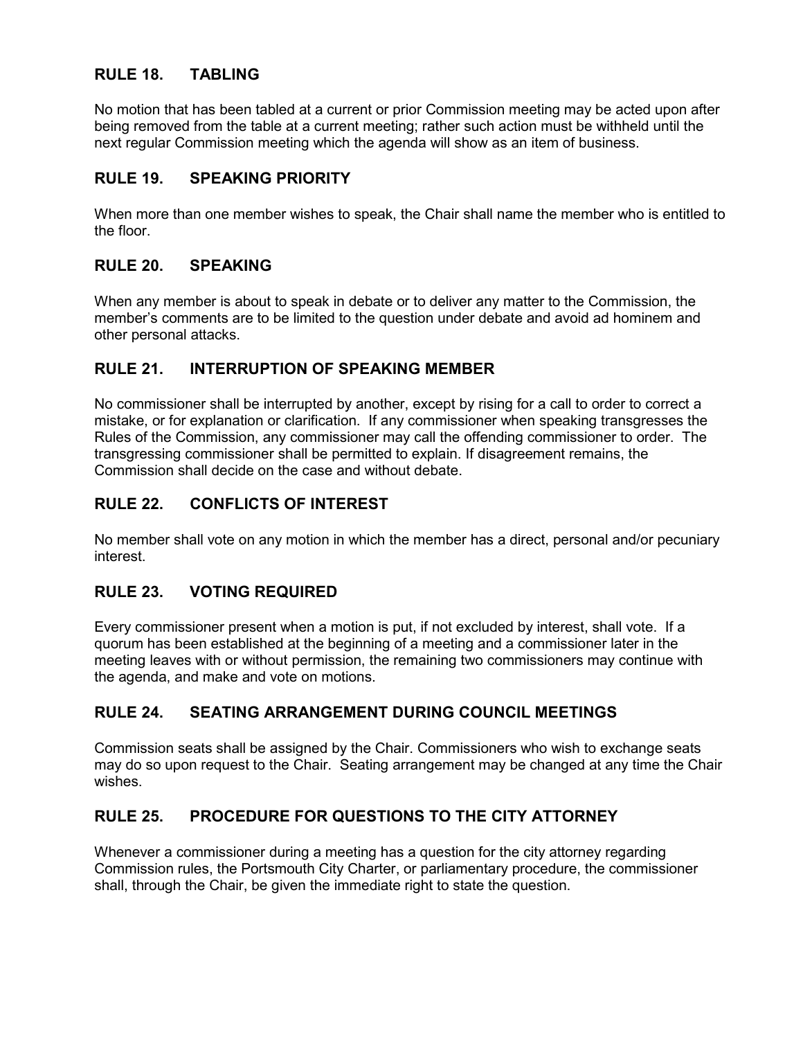## RULE 18. TABLING

No motion that has been tabled at a current or prior Commission meeting may be acted upon after being removed from the table at a current meeting; rather such action must be withheld until the next regular Commission meeting which the agenda will show as an item of business.

## RULE 19. SPEAKING PRIORITY

When more than one member wishes to speak, the Chair shall name the member who is entitled to the floor.

## RULE 20. SPEAKING

When any member is about to speak in debate or to deliver any matter to the Commission, the member's comments are to be limited to the question under debate and avoid ad hominem and other personal attacks.

## RULE 21. INTERRUPTION OF SPEAKING MEMBER

No commissioner shall be interrupted by another, except by rising for a call to order to correct a mistake, or for explanation or clarification. If any commissioner when speaking transgresses the Rules of the Commission, any commissioner may call the offending commissioner to order. The transgressing commissioner shall be permitted to explain. If disagreement remains, the Commission shall decide on the case and without debate.

## RULE 22. CONFLICTS OF INTEREST

No member shall vote on any motion in which the member has a direct, personal and/or pecuniary interest.

## RULE 23. VOTING REQUIRED

Every commissioner present when a motion is put, if not excluded by interest, shall vote. If a quorum has been established at the beginning of a meeting and a commissioner later in the meeting leaves with or without permission, the remaining two commissioners may continue with the agenda, and make and vote on motions.

## RULE 24. SEATING ARRANGEMENT DURING COUNCIL MEETINGS

Commission seats shall be assigned by the Chair. Commissioners who wish to exchange seats may do so upon request to the Chair. Seating arrangement may be changed at any time the Chair wishes.

## RULE 25. PROCEDURE FOR QUESTIONS TO THE CITY ATTORNEY

Whenever a commissioner during a meeting has a question for the city attorney regarding Commission rules, the Portsmouth City Charter, or parliamentary procedure, the commissioner shall, through the Chair, be given the immediate right to state the question.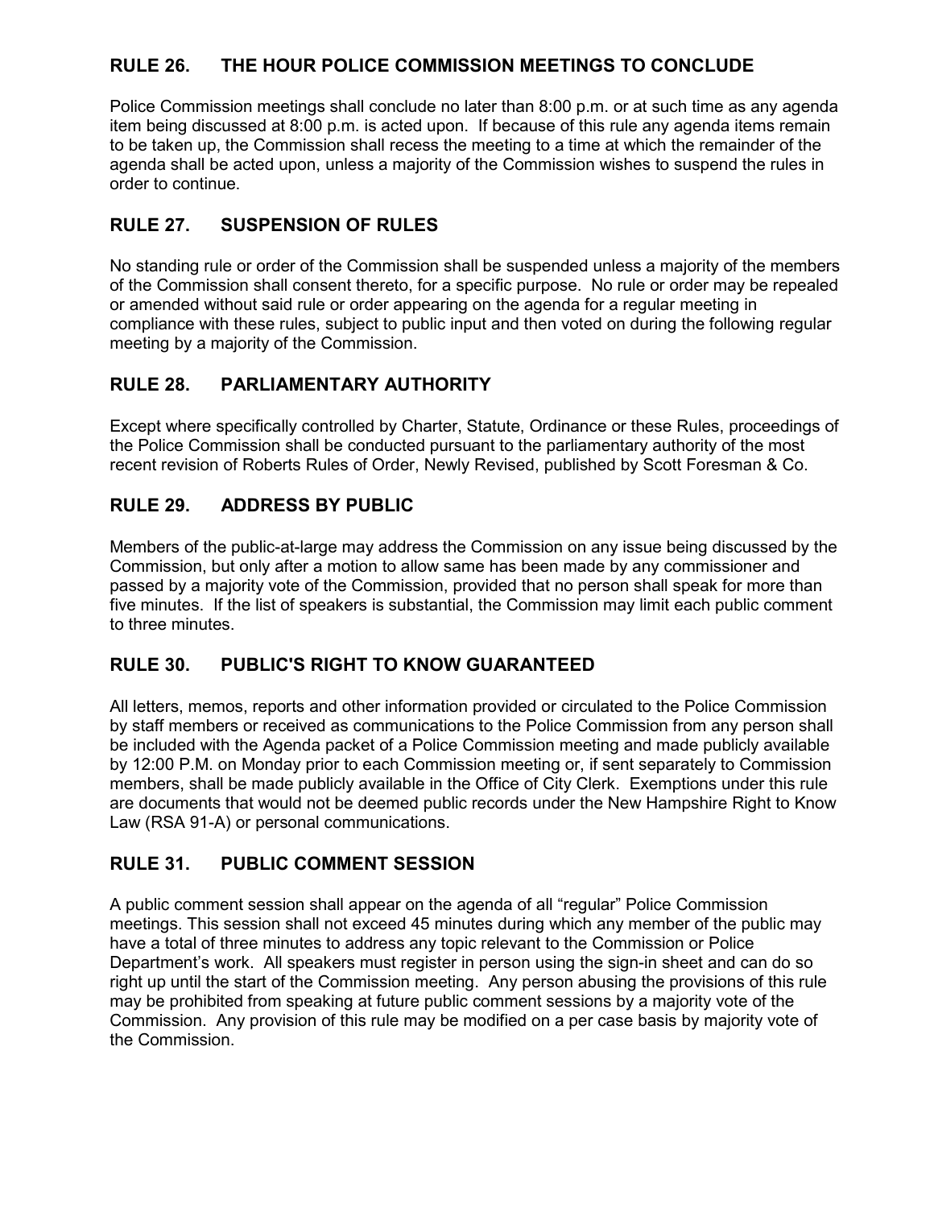## RULE 26. THE HOUR POLICE COMMISSION MEETINGS TO CONCLUDE

Police Commission meetings shall conclude no later than 8:00 p.m. or at such time as any agenda item being discussed at 8:00 p.m. is acted upon. If because of this rule any agenda items remain to be taken up, the Commission shall recess the meeting to a time at which the remainder of the agenda shall be acted upon, unless a majority of the Commission wishes to suspend the rules in order to continue.

## RULE 27. SUSPENSION OF RULES

No standing rule or order of the Commission shall be suspended unless a majority of the members of the Commission shall consent thereto, for a specific purpose. No rule or order may be repealed or amended without said rule or order appearing on the agenda for a regular meeting in compliance with these rules, subject to public input and then voted on during the following regular meeting by a majority of the Commission.

## RULE 28. PARLIAMENTARY AUTHORITY

Except where specifically controlled by Charter, Statute, Ordinance or these Rules, proceedings of the Police Commission shall be conducted pursuant to the parliamentary authority of the most recent revision of Roberts Rules of Order, Newly Revised, published by Scott Foresman & Co.

## RULE 29. ADDRESS BY PUBLIC

Members of the public-at-large may address the Commission on any issue being discussed by the Commission, but only after a motion to allow same has been made by any commissioner and passed by a majority vote of the Commission, provided that no person shall speak for more than five minutes. If the list of speakers is substantial, the Commission may limit each public comment to three minutes.

## RULE 30. PUBLIC'S RIGHT TO KNOW GUARANTEED

All letters, memos, reports and other information provided or circulated to the Police Commission by staff members or received as communications to the Police Commission from any person shall be included with the Agenda packet of a Police Commission meeting and made publicly available by 12:00 P.M. on Monday prior to each Commission meeting or, if sent separately to Commission members, shall be made publicly available in the Office of City Clerk. Exemptions under this rule are documents that would not be deemed public records under the New Hampshire Right to Know Law (RSA 91-A) or personal communications.

## RULE 31. PUBLIC COMMENT SESSION

A public comment session shall appear on the agenda of all "regular" Police Commission meetings. This session shall not exceed 45 minutes during which any member of the public may have a total of three minutes to address any topic relevant to the Commission or Police Department's work. All speakers must register in person using the sign-in sheet and can do so right up until the start of the Commission meeting. Any person abusing the provisions of this rule may be prohibited from speaking at future public comment sessions by a majority vote of the Commission. Any provision of this rule may be modified on a per case basis by majority vote of the Commission.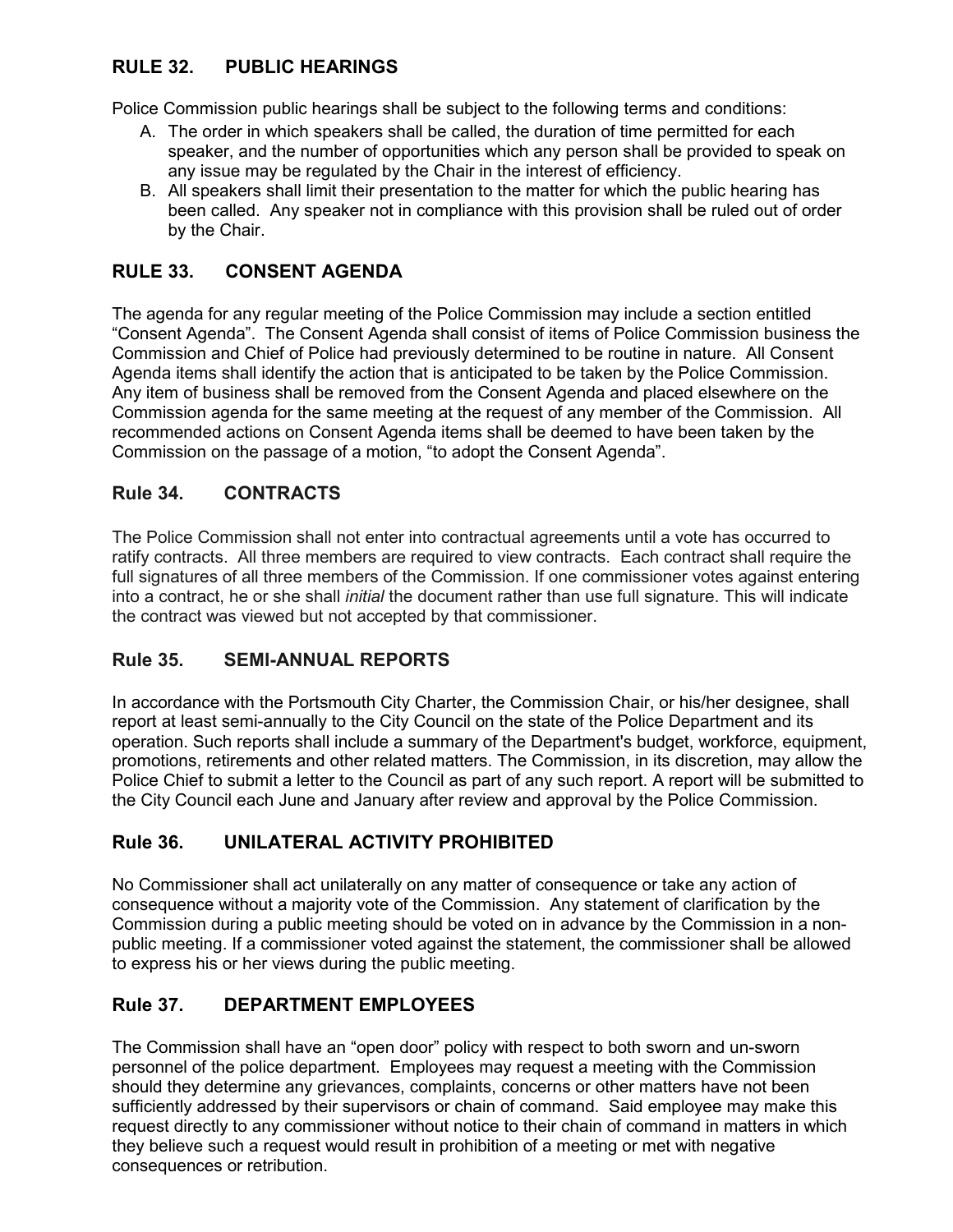## RULE 32. PUBLIC HEARINGS

Police Commission public hearings shall be subject to the following terms and conditions:

A. The order in which speakers shall be called, the duration of time permitted for each speaker, and the number of opportunities which any person shall be provided to speak on any issue may be regulated by the Chair in the interest of efficiency.
B. All speakers shall limit their presentation to the matter for which the public hearing has been called. Any speaker not in compliance with this provision shall be ruled out of order by the Chair.

## RULE 33. CONSENT AGENDA

The agenda for any regular meeting of the Police Commission may include a section entitled "Consent Agenda". The Consent Agenda shall consist of items of Police Commission business the Commission and Chief of Police had previously determined to be routine in nature. All Consent Agenda items shall identify the action that is anticipated to be taken by the Police Commission. Any item of business shall be removed from the Consent Agenda and placed elsewhere on the Commission agenda for the same meeting at the request of any member of the Commission. All recommended actions on Consent Agenda items shall be deemed to have been taken by the Commission on the passage of a motion, "to adopt the Consent Agenda".

## Rule 34. CONTRACTS

The Police Commission shall not enter into contractual agreements until a vote has occurred to ratify contracts. All three members are required to view contracts. Each contract shall require the full signatures of all three members of the Commission. If one commissioner votes against entering into a contract, he or she shall *initial* the document rather than use full signature. This will indicate the contract was viewed but not accepted by that commissioner.

## Rule 35. SEMI-ANNUAL REPORTS

In accordance with the Portsmouth City Charter, the Commission Chair, or his/her designee, shall report at least semi-annually to the City Council on the state of the Police Department and its operation. Such reports shall include a summary of the Department's budget, workforce, equipment, promotions, retirements and other related matters. The Commission, in its discretion, may allow the Police Chief to submit a letter to the Council as part of any such report. A report will be submitted to the City Council each June and January after review and approval by the Police Commission.

## Rule 36. UNILATERAL ACTIVITY PROHIBITED

No Commissioner shall act unilaterally on any matter of consequence or take any action of consequence without a majority vote of the Commission. Any statement of clarification by the Commission during a public meeting should be voted on in advance by the Commission in a non-public meeting. If a commissioner voted against the statement, the commissioner shall be allowed to express his or her views during the public meeting.

## Rule 37. DEPARTMENT EMPLOYEES

The Commission shall have an "open door" policy with respect to both sworn and un-sworn personnel of the police department. Employees may request a meeting with the Commission should they determine any grievances, complaints, concerns or other matters have not been sufficiently addressed by their supervisors or chain of command. Said employee may make this request directly to any commissioner without notice to their chain of command in matters in which they believe such a request would result in prohibition of a meeting or met with negative consequences or retribution.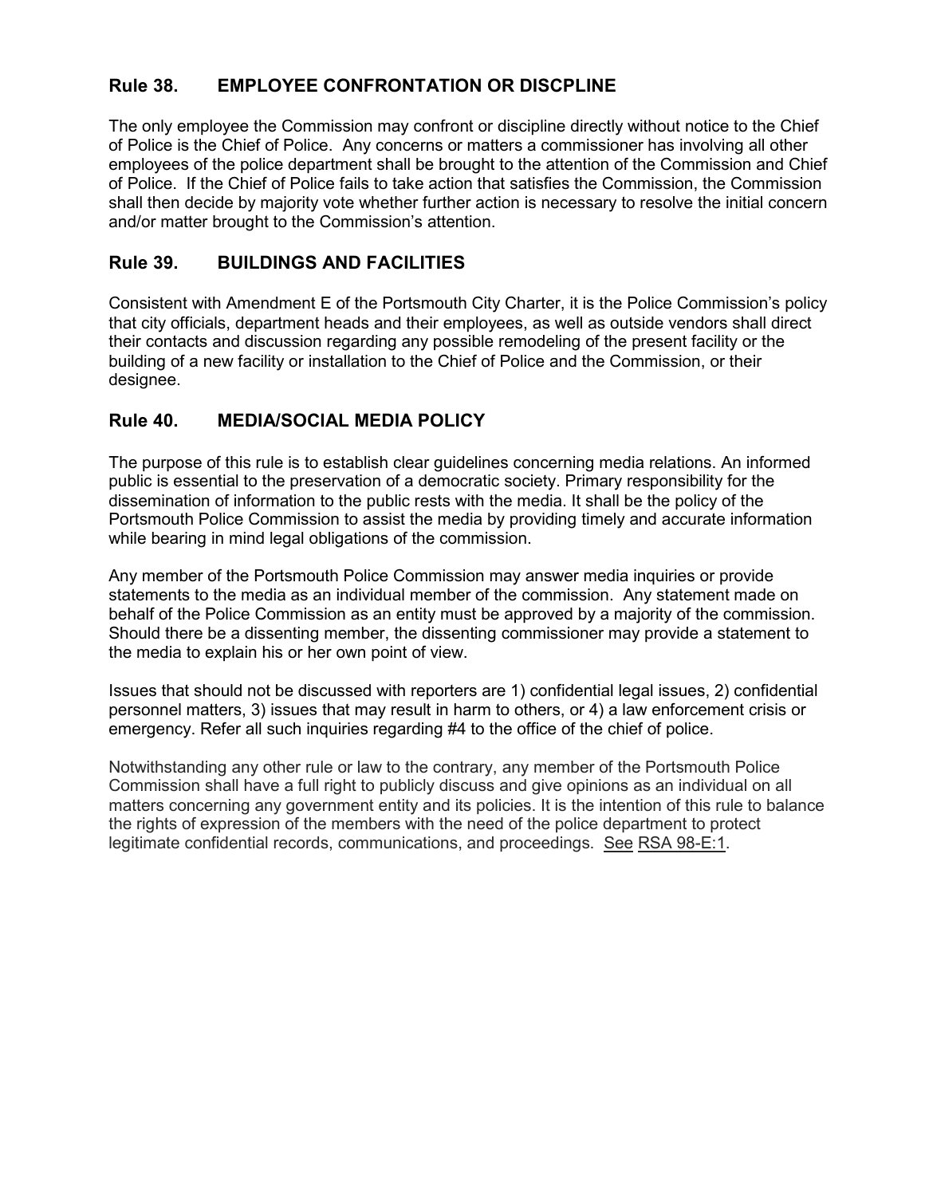## Rule 38. EMPLOYEE CONFRONTATION OR DISCPLINE

The only employee the Commission may confront or discipline directly without notice to the Chief of Police is the Chief of Police. Any concerns or matters a commissioner has involving all other employees of the police department shall be brought to the attention of the Commission and Chief of Police. If the Chief of Police fails to take action that satisfies the Commission, the Commission shall then decide by majority vote whether further action is necessary to resolve the initial concern and/or matter brought to the Commission's attention.

## Rule 39. BUILDINGS AND FACILITIES

Consistent with Amendment E of the Portsmouth City Charter, it is the Police Commission's policy that city officials, department heads and their employees, as well as outside vendors shall direct their contacts and discussion regarding any possible remodeling of the present facility or the building of a new facility or installation to the Chief of Police and the Commission, or their designee.

## Rule 40. MEDIA/SOCIAL MEDIA POLICY

The purpose of this rule is to establish clear guidelines concerning media relations. An informed public is essential to the preservation of a democratic society. Primary responsibility for the dissemination of information to the public rests with the media. It shall be the policy of the Portsmouth Police Commission to assist the media by providing timely and accurate information while bearing in mind legal obligations of the commission.

Any member of the Portsmouth Police Commission may answer media inquiries or provide statements to the media as an individual member of the commission. Any statement made on behalf of the Police Commission as an entity must be approved by a majority of the commission. Should there be a dissenting member, the dissenting commissioner may provide a statement to the media to explain his or her own point of view.

Issues that should not be discussed with reporters are 1) confidential legal issues, 2) confidential personnel matters, 3) issues that may result in harm to others, or 4) a law enforcement crisis or emergency. Refer all such inquiries regarding #4 to the office of the chief of police.

Notwithstanding any other rule or law to the contrary, any member of the Portsmouth Police Commission shall have a full right to publicly discuss and give opinions as an individual on all matters concerning any government entity and its policies. It is the intention of this rule to balance the rights of expression of the members with the need of the police department to protect legitimate confidential records, communications, and proceedings. See RSA 98-E:1.